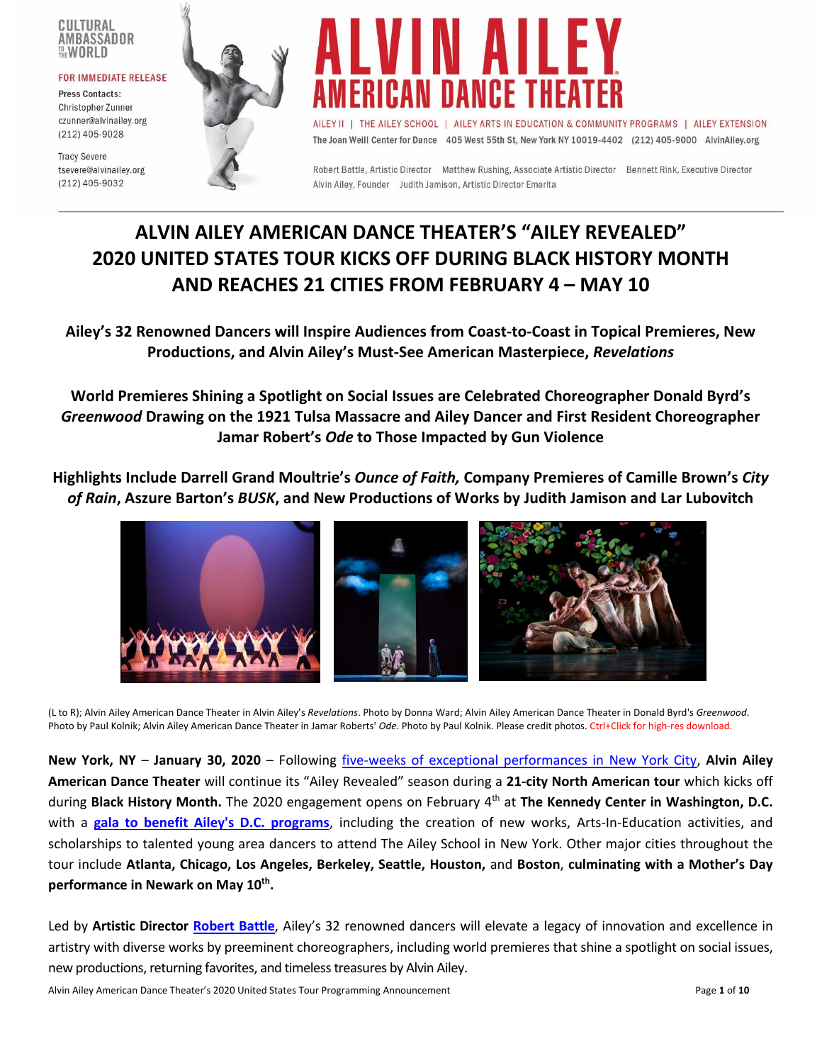CULTURAL AMBASSADOR TO THE WORLD

FOR IMMEDIATE RELEASE

Press Contacts:
Christopher Zunner
czunner@alvinailey.org
(212) 405-9028

Tracy Severe
tsevere@alvinailey.org
(212) 405-9032

ALVIN AILEY AMERICAN DANCE THEATER

AILEY II | THE AILEY SCHOOL | AILEY ARTS IN EDUCATION & COMMUNITY PROGRAMS | AILEY EXTENSION

The Joan Weill Center for Dance 405 West 55th St, New York NY 10019-4402 (212) 405-9000 AlvinAiley.org

Robert Battle, Artistic Director Matthew Rushing, Associate Artistic Director Bennett Rink, Executive Director
Alvin Ailey, Founder Judith Jamison, Artistic Director Emerita

# ALVIN AILEY AMERICAN DANCE THEATER'S "AILEY REVEALED" 2020 UNITED STATES TOUR KICKS OFF DURING BLACK HISTORY MONTH AND REACHES 21 CITIES FROM FEBRUARY 4 – MAY 10

### Ailey's 32 Renowned Dancers will Inspire Audiences from Coast-to-Coast in Topical Premieres, New Productions, and Alvin Ailey's Must-See American Masterpiece, *Revelations*

### World Premieres Shining a Spotlight on Social Issues are Celebrated Choreographer Donald Byrd's *Greenwood* Drawing on the 1921 Tulsa Massacre and Ailey Dancer and First Resident Choreographer Jamar Robert's *Ode* to Those Impacted by Gun Violence

### Highlights Include Darrell Grand Moultrie's *Ounce of Faith,* Company Premieres of Camille Brown's *City of Rain*, Aszure Barton's *BUSK*, and New Productions of Works by Judith Jamison and Lar Lubovitch

(L to R); Alvin Ailey American Dance Theater in Alvin Ailey's *Revelations*. Photo by Donna Ward; Alvin Ailey American Dance Theater in Donald Byrd's *Greenwood*. Photo by Paul Kolnik; Alvin Ailey American Dance Theater in Jamar Roberts' *Ode*. Photo by Paul Kolnik. Please credit photos. Ctrl+Click for high-res download.

**New York, NY** – **January 30, 2020** – Following five-weeks of exceptional performances in New York City, **Alvin Ailey American Dance Theater** will continue its "Ailey Revealed" season during a **21-city North American tour** which kicks off during **Black History Month.** The 2020 engagement opens on February 4th at **The Kennedy Center in Washington, D.C.** with a **gala to benefit Ailey's D.C. programs**, including the creation of new works, Arts-In-Education activities, and scholarships to talented young area dancers to attend The Ailey School in New York. Other major cities throughout the tour include **Atlanta, Chicago, Los Angeles, Berkeley, Seattle, Houston,** and **Boston**, **culminating with a Mother's Day performance in Newark on May 10th.**

Led by **Artistic Director Robert Battle**, Ailey's 32 renowned dancers will elevate a legacy of innovation and excellence in artistry with diverse works by preeminent choreographers, including world premieres that shine a spotlight on social issues, new productions, returning favorites, and timeless treasures by Alvin Ailey.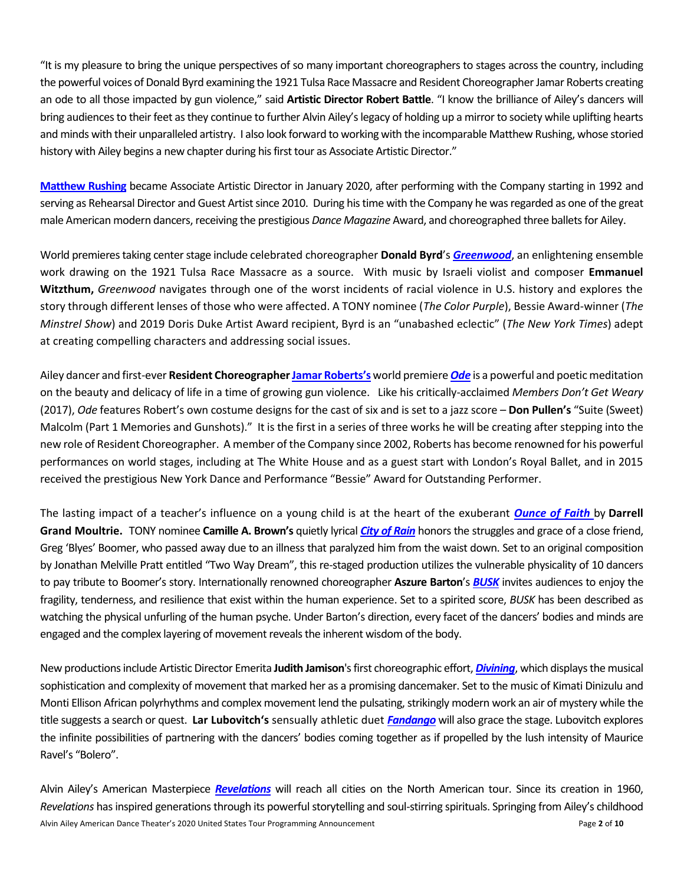"It is my pleasure to bring the unique perspectives of so many important choreographers to stages across the country, including the powerful voices of Donald Byrd examining the 1921 Tulsa Race Massacre and Resident Choreographer Jamar Roberts creating an ode to all those impacted by gun violence," said **Artistic Director Robert Battle**. "I know the brilliance of Ailey's dancers will bring audiences to their feet as they continue to further Alvin Ailey's legacy of holding up a mirror to society while uplifting hearts and minds with their unparalleled artistry. I also look forward to working with the incomparable Matthew Rushing, whose storied history with Ailey begins a new chapter during his first tour as Associate Artistic Director."

**Matthew Rushing** became Associate Artistic Director in January 2020, after performing with the Company starting in 1992 and serving as Rehearsal Director and Guest Artist since 2010. During his time with the Company he was regarded as one of the great male American modern dancers, receiving the prestigious *Dance Magazine* Award, and choreographed three ballets for Ailey.

World premieres taking center stage include celebrated choreographer **Donald Byrd**'s ***Greenwood***, an enlightening ensemble work drawing on the 1921 Tulsa Race Massacre as a source. With music by Israeli violist and composer **Emmanuel Witzthum,** *Greenwood* navigates through one of the worst incidents of racial violence in U.S. history and explores the story through different lenses of those who were affected. A TONY nominee (*The Color Purple*), Bessie Award-winner (*The Minstrel Show*) and 2019 Doris Duke Artist Award recipient, Byrd is an "unabashed eclectic" (*The New York Times*) adept at creating compelling characters and addressing social issues.

Ailey dancer and first-ever **Resident Choreographer Jamar Roberts's** world premiere ***Ode*** is a powerful and poetic meditation on the beauty and delicacy of life in a time of growing gun violence. Like his critically-acclaimed *Members Don't Get Weary* (2017), *Ode* features Robert's own costume designs for the cast of six and is set to a jazz score – **Don Pullen's** "Suite (Sweet) Malcolm (Part 1 Memories and Gunshots)." It is the first in a series of three works he will be creating after stepping into the new role of Resident Choreographer. A member of the Company since 2002, Roberts has become renowned for his powerful performances on world stages, including at The White House and as a guest start with London's Royal Ballet, and in 2015 received the prestigious New York Dance and Performance "Bessie" Award for Outstanding Performer.

The lasting impact of a teacher's influence on a young child is at the heart of the exuberant ***Ounce of Faith*** by **Darrell Grand Moultrie.** TONY nominee **Camille A. Brown's** quietly lyrical ***City of Rain*** honors the struggles and grace of a close friend, Greg 'Blyes' Boomer, who passed away due to an illness that paralyzed him from the waist down. Set to an original composition by Jonathan Melville Pratt entitled "Two Way Dream", this re-staged production utilizes the vulnerable physicality of 10 dancers to pay tribute to Boomer's story. Internationally renowned choreographer **Aszure Barton**'s ***BUSK*** invites audiences to enjoy the fragility, tenderness, and resilience that exist within the human experience. Set to a spirited score, *BUSK* has been described as watching the physical unfurling of the human psyche. Under Barton's direction, every facet of the dancers' bodies and minds are engaged and the complex layering of movement reveals the inherent wisdom of the body.

New productions include Artistic Director Emerita **Judith Jamison**'s first choreographic effort, ***Divining***, which displays the musical sophistication and complexity of movement that marked her as a promising dancemaker. Set to the music of Kimati Dinizulu and Monti Ellison African polyrhythms and complex movement lend the pulsating, strikingly modern work an air of mystery while the title suggests a search or quest. **Lar Lubovitch's** sensually athletic duet ***Fandango*** will also grace the stage. Lubovitch explores the infinite possibilities of partnering with the dancers' bodies coming together as if propelled by the lush intensity of Maurice Ravel's "Bolero".

Alvin Ailey's American Masterpiece ***Revelations*** will reach all cities on the North American tour. Since its creation in 1960, *Revelations* has inspired generations through its powerful storytelling and soul-stirring spirituals. Springing from Ailey's childhood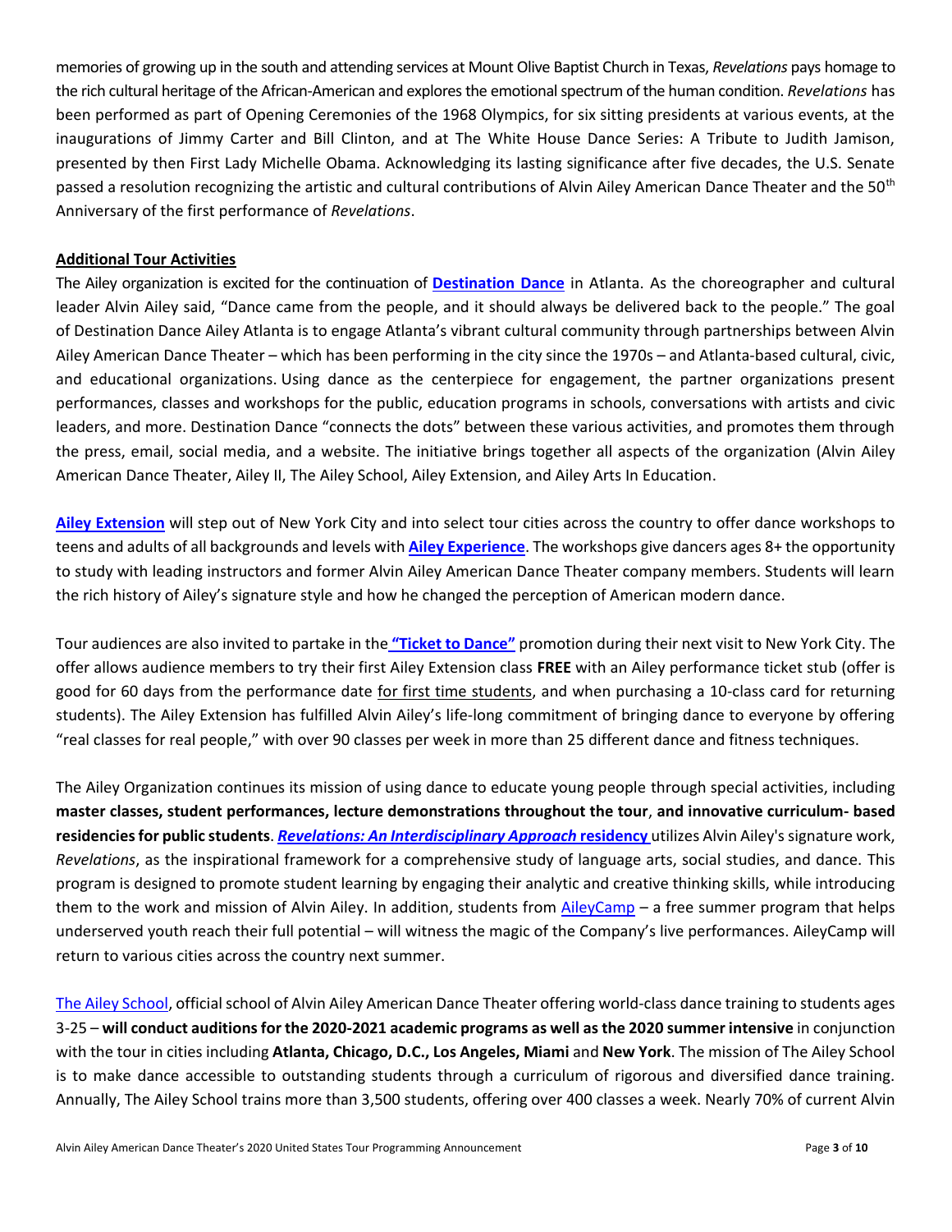memories of growing up in the south and attending services at Mount Olive Baptist Church in Texas, *Revelations* pays homage to the rich cultural heritage of the African-American and explores the emotional spectrum of the human condition. *Revelations* has been performed as part of Opening Ceremonies of the 1968 Olympics, for six sitting presidents at various events, at the inaugurations of Jimmy Carter and Bill Clinton, and at The White House Dance Series: A Tribute to Judith Jamison, presented by then First Lady Michelle Obama. Acknowledging its lasting significance after five decades, the U.S. Senate passed a resolution recognizing the artistic and cultural contributions of Alvin Ailey American Dance Theater and the 50th Anniversary of the first performance of *Revelations*.

**Additional Tour Activities**

The Ailey organization is excited for the continuation of **Destination Dance** in Atlanta. As the choreographer and cultural leader Alvin Ailey said, "Dance came from the people, and it should always be delivered back to the people." The goal of Destination Dance Ailey Atlanta is to engage Atlanta's vibrant cultural community through partnerships between Alvin Ailey American Dance Theater – which has been performing in the city since the 1970s – and Atlanta-based cultural, civic, and educational organizations. Using dance as the centerpiece for engagement, the partner organizations present performances, classes and workshops for the public, education programs in schools, conversations with artists and civic leaders, and more. Destination Dance "connects the dots" between these various activities, and promotes them through the press, email, social media, and a website. The initiative brings together all aspects of the organization (Alvin Ailey American Dance Theater, Ailey II, The Ailey School, Ailey Extension, and Ailey Arts In Education.

**Ailey Extension** will step out of New York City and into select tour cities across the country to offer dance workshops to teens and adults of all backgrounds and levels with **Ailey Experience**. The workshops give dancers ages 8+ the opportunity to study with leading instructors and former Alvin Ailey American Dance Theater company members. Students will learn the rich history of Ailey's signature style and how he changed the perception of American modern dance.

Tour audiences are also invited to partake in the **"Ticket to Dance"** promotion during their next visit to New York City. The offer allows audience members to try their first Ailey Extension class **FREE** with an Ailey performance ticket stub (offer is good for 60 days from the performance date for first time students, and when purchasing a 10-class card for returning students). The Ailey Extension has fulfilled Alvin Ailey's life-long commitment of bringing dance to everyone by offering "real classes for real people," with over 90 classes per week in more than 25 different dance and fitness techniques.

The Ailey Organization continues its mission of using dance to educate young people through special activities, including **master classes, student performances, lecture demonstrations throughout the tour**, **and innovative curriculum- based residencies for public students**. ***Revelations: An Interdisciplinary Approach* residency** utilizes Alvin Ailey's signature work, *Revelations*, as the inspirational framework for a comprehensive study of language arts, social studies, and dance. This program is designed to promote student learning by engaging their analytic and creative thinking skills, while introducing them to the work and mission of Alvin Ailey. In addition, students from AileyCamp – a free summer program that helps underserved youth reach their full potential – will witness the magic of the Company's live performances. AileyCamp will return to various cities across the country next summer.

The Ailey School, official school of Alvin Ailey American Dance Theater offering world-class dance training to students ages 3-25 – **will conduct auditions for the 2020-2021 academic programs as well as the 2020 summer intensive** in conjunction with the tour in cities including **Atlanta, Chicago, D.C., Los Angeles, Miami** and **New York**. The mission of The Ailey School is to make dance accessible to outstanding students through a curriculum of rigorous and diversified dance training. Annually, The Ailey School trains more than 3,500 students, offering over 400 classes a week. Nearly 70% of current Alvin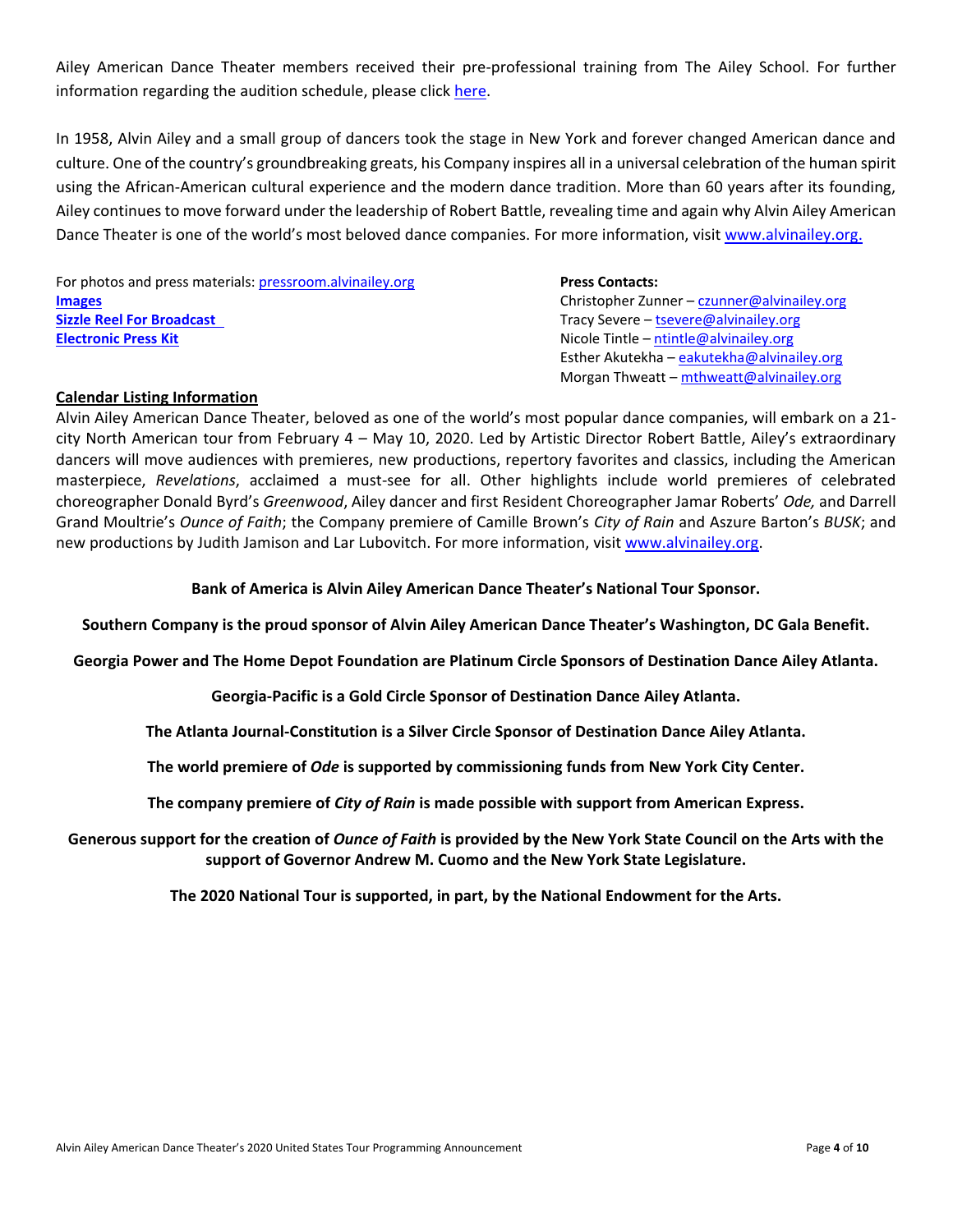Ailey American Dance Theater members received their pre-professional training from The Ailey School. For further information regarding the audition schedule, please click [here](#).

In 1958, Alvin Ailey and a small group of dancers took the stage in New York and forever changed American dance and culture. One of the country's groundbreaking greats, his Company inspires all in a universal celebration of the human spirit using the African-American cultural experience and the modern dance tradition. More than 60 years after its founding, Ailey continues to move forward under the leadership of Robert Battle, revealing time and again why Alvin Ailey American Dance Theater is one of the world's most beloved dance companies. For more information, visit [www.alvinailey.org.](http://www.alvinailey.org)

For photos and press materials: [pressroom.alvinailey.org](http://pressroom.alvinailey.org)
**[Images](#)**
**[Sizzle Reel For Broadcast](#)**
**[Electronic Press Kit](#)**

**Press Contacts:**
Christopher Zunner – czunner@alvinailey.org
Tracy Severe – tsevere@alvinailey.org
Nicole Tintle – ntintle@alvinailey.org
Esther Akutekha – eakutekha@alvinailey.org
Morgan Thweatt – mthweatt@alvinailey.org

**Calendar Listing Information**

Alvin Ailey American Dance Theater, beloved as one of the world's most popular dance companies, will embark on a 21-city North American tour from February 4 – May 10, 2020. Led by Artistic Director Robert Battle, Ailey's extraordinary dancers will move audiences with premieres, new productions, repertory favorites and classics, including the American masterpiece, *Revelations*, acclaimed a must-see for all. Other highlights include world premieres of celebrated choreographer Donald Byrd's *Greenwood*, Ailey dancer and first Resident Choreographer Jamar Roberts' *Ode,* and Darrell Grand Moultrie's *Ounce of Faith*; the Company premiere of Camille Brown's *City of Rain* and Aszure Barton's *BUSK*; and new productions by Judith Jamison and Lar Lubovitch. For more information, visit [www.alvinailey.org](http://www.alvinailey.org).

**Bank of America is Alvin Ailey American Dance Theater's National Tour Sponsor.**

**Southern Company is the proud sponsor of Alvin Ailey American Dance Theater's Washington, DC Gala Benefit.**

**Georgia Power and The Home Depot Foundation are Platinum Circle Sponsors of Destination Dance Ailey Atlanta.**

**Georgia-Pacific is a Gold Circle Sponsor of Destination Dance Ailey Atlanta.**

**The Atlanta Journal-Constitution is a Silver Circle Sponsor of Destination Dance Ailey Atlanta.**

**The world premiere of *Ode* is supported by commissioning funds from New York City Center.**

**The company premiere of *City of Rain* is made possible with support from American Express.**

**Generous support for the creation of *Ounce of Faith* is provided by the New York State Council on the Arts with the support of Governor Andrew M. Cuomo and the New York State Legislature.**

**The 2020 National Tour is supported, in part, by the National Endowment for the Arts.**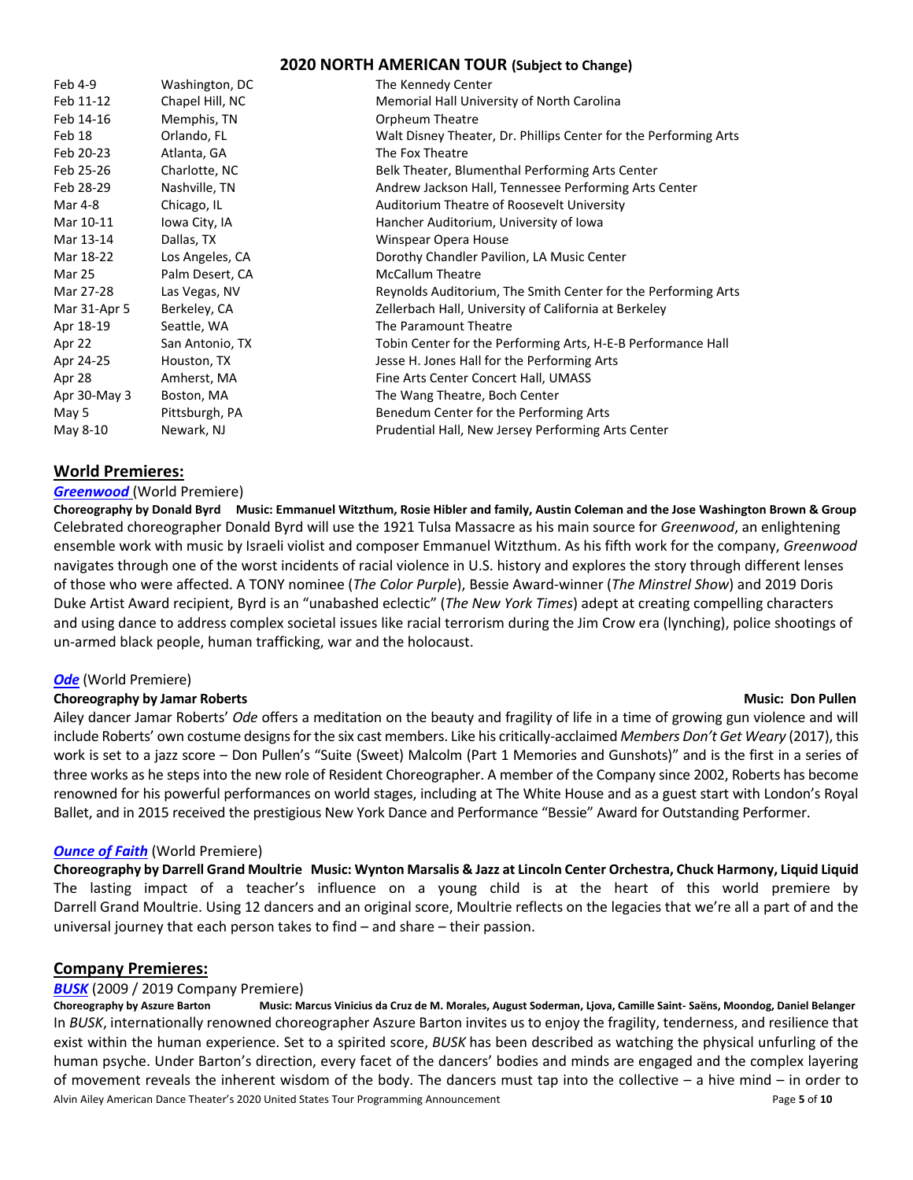## 2020 NORTH AMERICAN TOUR (Subject to Change)

| Dates | City | Venue |
|---|---|---|
| Feb 4-9 | Washington, DC | The Kennedy Center |
| Feb 11-12 | Chapel Hill, NC | Memorial Hall University of North Carolina |
| Feb 14-16 | Memphis, TN | Orpheum Theatre |
| Feb 18 | Orlando, FL | Walt Disney Theater, Dr. Phillips Center for the Performing Arts |
| Feb 20-23 | Atlanta, GA | The Fox Theatre |
| Feb 25-26 | Charlotte, NC | Belk Theater, Blumenthal Performing Arts Center |
| Feb 28-29 | Nashville, TN | Andrew Jackson Hall, Tennessee Performing Arts Center |
| Mar 4-8 | Chicago, IL | Auditorium Theatre of Roosevelt University |
| Mar 10-11 | Iowa City, IA | Hancher Auditorium, University of Iowa |
| Mar 13-14 | Dallas, TX | Winspear Opera House |
| Mar 18-22 | Los Angeles, CA | Dorothy Chandler Pavilion, LA Music Center |
| Mar 25 | Palm Desert, CA | McCallum Theatre |
| Mar 27-28 | Las Vegas, NV | Reynolds Auditorium, The Smith Center for the Performing Arts |
| Mar 31-Apr 5 | Berkeley, CA | Zellerbach Hall, University of California at Berkeley |
| Apr 18-19 | Seattle, WA | The Paramount Theatre |
| Apr 22 | San Antonio, TX | Tobin Center for the Performing Arts, H-E-B Performance Hall |
| Apr 24-25 | Houston, TX | Jesse H. Jones Hall for the Performing Arts |
| Apr 28 | Amherst, MA | Fine Arts Center Concert Hall, UMASS |
| Apr 30-May 3 | Boston, MA | The Wang Theatre, Boch Center |
| May 5 | Pittsburgh, PA | Benedum Center for the Performing Arts |
| May 8-10 | Newark, NJ | Prudential Hall, New Jersey Performing Arts Center |

## World Premieres:

***Greenwood*** (World Premiere)

**Choreography by Donald Byrd   Music: Emmanuel Witzthum, Rosie Hibler and family, Austin Coleman and the Jose Washington Brown & Group**

Celebrated choreographer Donald Byrd will use the 1921 Tulsa Massacre as his main source for *Greenwood*, an enlightening ensemble work with music by Israeli violist and composer Emmanuel Witzthum. As his fifth work for the company, *Greenwood* navigates through one of the worst incidents of racial violence in U.S. history and explores the story through different lenses of those who were affected. A TONY nominee (*The Color Purple*), Bessie Award-winner (*The Minstrel Show*) and 2019 Doris Duke Artist Award recipient, Byrd is an "unabashed eclectic" (*The New York Times*) adept at creating compelling characters and using dance to address complex societal issues like racial terrorism during the Jim Crow era (lynching), police shootings of un-armed black people, human trafficking, war and the holocaust.

***Ode*** (World Premiere)

**Choreography by Jamar Roberts   Music: Don Pullen**

Ailey dancer Jamar Roberts' *Ode* offers a meditation on the beauty and fragility of life in a time of growing gun violence and will include Roberts' own costume designs for the six cast members. Like his critically-acclaimed *Members Don't Get Weary* (2017), this work is set to a jazz score – Don Pullen's "Suite (Sweet) Malcolm (Part 1 Memories and Gunshots)" and is the first in a series of three works as he steps into the new role of Resident Choreographer. A member of the Company since 2002, Roberts has become renowned for his powerful performances on world stages, including at The White House and as a guest start with London's Royal Ballet, and in 2015 received the prestigious New York Dance and Performance "Bessie" Award for Outstanding Performer.

***Ounce of Faith*** (World Premiere)

**Choreography by Darrell Grand Moultrie   Music: Wynton Marsalis & Jazz at Lincoln Center Orchestra, Chuck Harmony, Liquid Liquid**

The lasting impact of a teacher's influence on a young child is at the heart of this world premiere by Darrell Grand Moultrie. Using 12 dancers and an original score, Moultrie reflects on the legacies that we're all a part of and the universal journey that each person takes to find – and share – their passion.

## Company Premieres:

***BUSK*** (2009 / 2019 Company Premiere)

**Choreography by Azure Barton   Music: Marcus Vinicius da Cruz de M. Morales, August Soderman, Ljova, Camille Saint- Saëns, Moondog, Daniel Belanger**

In *BUSK*, internationally renowned choreographer Aszure Barton invites us to enjoy the fragility, tenderness, and resilience that exist within the human experience. Set to a spirited score, *BUSK* has been described as watching the physical unfurling of the human psyche. Under Barton's direction, every facet of the dancers' bodies and minds are engaged and the complex layering of movement reveals the inherent wisdom of the body. The dancers must tap into the collective – a hive mind – in order to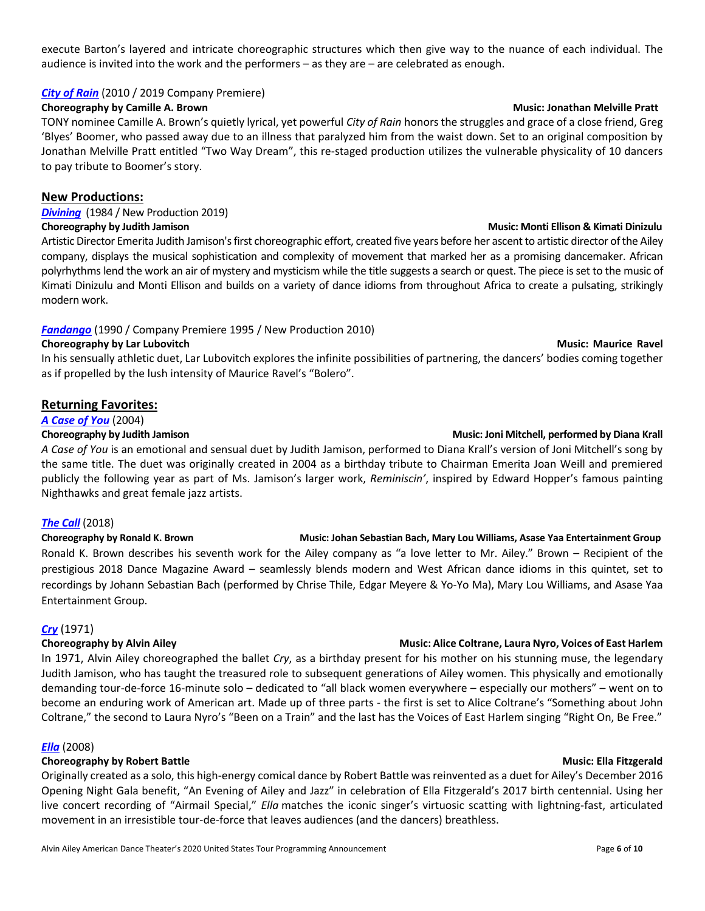execute Barton's layered and intricate choreographic structures which then give way to the nuance of each individual. The audience is invited into the work and the performers – as they are – are celebrated as enough.

***City of Rain*** (2010 / 2019 Company Premiere)
**Choreography by Camille A. Brown** **Music: Jonathan Melville Pratt**
TONY nominee Camille A. Brown's quietly lyrical, yet powerful *City of Rain* honors the struggles and grace of a close friend, Greg 'Blyes' Boomer, who passed away due to an illness that paralyzed him from the waist down. Set to an original composition by Jonathan Melville Pratt entitled "Two Way Dream", this re-staged production utilizes the vulnerable physicality of 10 dancers to pay tribute to Boomer's story.

## New Productions:

***Divining*** (1984 / New Production 2019)
**Choreography by Judith Jamison** **Music: Monti Ellison & Kimati Dinizulu**
Artistic Director Emerita Judith Jamison's first choreographic effort, created five years before her ascent to artistic director of the Ailey company, displays the musical sophistication and complexity of movement that marked her as a promising dancemaker. African polyrhythms lend the work an air of mystery and mysticism while the title suggests a search or quest. The piece is set to the music of Kimati Dinizulu and Monti Ellison and builds on a variety of dance idioms from throughout Africa to create a pulsating, strikingly modern work.

***Fandango*** (1990 / Company Premiere 1995 / New Production 2010)
**Choreography by Lar Lubovitch** **Music: Maurice Ravel**
In his sensually athletic duet, Lar Lubovitch explores the infinite possibilities of partnering, the dancers' bodies coming together as if propelled by the lush intensity of Maurice Ravel's "Bolero".

## Returning Favorites:

***A Case of You*** (2004)
**Choreography by Judith Jamison** **Music: Joni Mitchell, performed by Diana Krall**
*A Case of You* is an emotional and sensual duet by Judith Jamison, performed to Diana Krall's version of Joni Mitchell's song by the same title. The duet was originally created in 2004 as a birthday tribute to Chairman Emerita Joan Weill and premiered publicly the following year as part of Ms. Jamison's larger work, *Reminiscin'*, inspired by Edward Hopper's famous painting Nighthawks and great female jazz artists.

***The Call*** (2018)
**Choreography by Ronald K. Brown** **Music: Johan Sebastian Bach, Mary Lou Williams, Asase Yaa Entertainment Group**
Ronald K. Brown describes his seventh work for the Ailey company as "a love letter to Mr. Ailey." Brown – Recipient of the prestigious 2018 Dance Magazine Award – seamlessly blends modern and West African dance idioms in this quintet, set to recordings by Johann Sebastian Bach (performed by Chrise Thile, Edgar Meyere & Yo-Yo Ma), Mary Lou Williams, and Asase Yaa Entertainment Group.

***Cry*** (1971)
**Choreography by Alvin Ailey** **Music: Alice Coltrane, Laura Nyro, Voices of East Harlem**
In 1971, Alvin Ailey choreographed the ballet *Cry*, as a birthday present for his mother on his stunning muse, the legendary Judith Jamison, who has taught the treasured role to subsequent generations of Ailey women. This physically and emotionally demanding tour-de-force 16-minute solo – dedicated to "all black women everywhere – especially our mothers" – went on to become an enduring work of American art. Made up of three parts - the first is set to Alice Coltrane's "Something about John Coltrane," the second to Laura Nyro's "Been on a Train" and the last has the Voices of East Harlem singing "Right On, Be Free."

***Ella*** (2008)
**Choreography by Robert Battle** **Music: Ella Fitzgerald**
Originally created as a solo, this high-energy comical dance by Robert Battle was reinvented as a duet for Ailey's December 2016 Opening Night Gala benefit, "An Evening of Ailey and Jazz" in celebration of Ella Fitzgerald's 2017 birth centennial. Using her live concert recording of "Airmail Special," *Ella* matches the iconic singer's virtuosic scatting with lightning-fast, articulated movement in an irresistible tour-de-force that leaves audiences (and the dancers) breathless.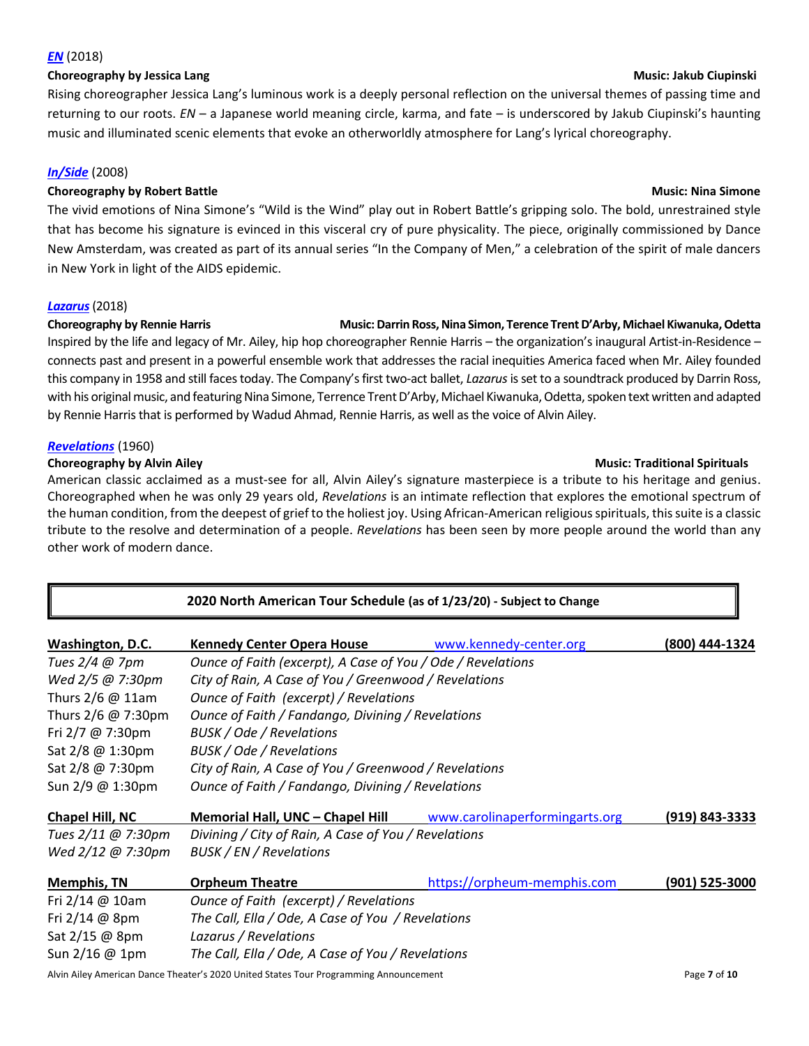***EN*** (2018)

**Choreography by Jessica Lang** **Music: Jakub Ciupinski**

Rising choreographer Jessica Lang's luminous work is a deeply personal reflection on the universal themes of passing time and returning to our roots. *EN* – a Japanese world meaning circle, karma, and fate – is underscored by Jakub Ciupinski's haunting music and illuminated scenic elements that evoke an otherworldly atmosphere for Lang's lyrical choreography.

***In/Side*** (2008)

**Choreography by Robert Battle** **Music: Nina Simone**

The vivid emotions of Nina Simone's "Wild is the Wind" play out in Robert Battle's gripping solo. The bold, unrestrained style that has become his signature is evinced in this visceral cry of pure physicality. The piece, originally commissioned by Dance New Amsterdam, was created as part of its annual series "In the Company of Men," a celebration of the spirit of male dancers in New York in light of the AIDS epidemic.

***Lazarus*** (2018)

**Choreography by Rennie Harris** **Music: Darrin Ross, Nina Simon, Terence Trent D'Arby, Michael Kiwanuka, Odetta**

Inspired by the life and legacy of Mr. Ailey, hip hop choreographer Rennie Harris – the organization's inaugural Artist-in-Residence – connects past and present in a powerful ensemble work that addresses the racial inequities America faced when Mr. Ailey founded this company in 1958 and still faces today. The Company's first two-act ballet, *Lazarus* is set to a soundtrack produced by Darrin Ross, with his original music, and featuring Nina Simone, Terrence Trent D'Arby, Michael Kiwanuka, Odetta, spoken text written and adapted by Rennie Harris that is performed by Wadud Ahmad, Rennie Harris, as well as the voice of Alvin Ailey.

***Revelations*** (1960)

**Choreography by Alvin Ailey** **Music: Traditional Spirituals**

American classic acclaimed as a must-see for all, Alvin Ailey's signature masterpiece is a tribute to his heritage and genius. Choreographed when he was only 29 years old, *Revelations* is an intimate reflection that explores the emotional spectrum of the human condition, from the deepest of grief to the holiest joy. Using African-American religious spirituals, this suite is a classic tribute to the resolve and determination of a people. *Revelations* has been seen by more people around the world than any other work of modern dance.

## 2020 North American Tour Schedule (as of 1/23/20) - Subject to Change

**Washington, D.C.** | **Kennedy Center Opera House** | www.kennedy-center.org | **(800) 444-1324**

| | |
|---|---|
| *Tues 2/4 @ 7pm* | *Ounce of Faith (excerpt), A Case of You / Ode / Revelations* |
| *Wed 2/5 @ 7:30pm* | *City of Rain, A Case of You / Greenwood / Revelations* |
| Thurs 2/6 @ 11am | *Ounce of Faith (excerpt) / Revelations* |
| Thurs 2/6 @ 7:30pm | *Ounce of Faith / Fandango, Divining / Revelations* |
| Fri 2/7 @ 7:30pm | *BUSK / Ode / Revelations* |
| Sat 2/8 @ 1:30pm | *BUSK / Ode / Revelations* |
| Sat 2/8 @ 7:30pm | *City of Rain, A Case of You / Greenwood / Revelations* |
| Sun 2/9 @ 1:30pm | *Ounce of Faith / Fandango, Divining / Revelations* |

**Chapel Hill, NC** | **Memorial Hall, UNC – Chapel Hill** | www.carolinaperformingarts.org | **(919) 843-3333**

| | |
|---|---|
| *Tues 2/11 @ 7:30pm* | *Divining / City of Rain, A Case of You / Revelations* |
| *Wed 2/12 @ 7:30pm* | *BUSK / EN / Revelations* |

**Memphis, TN** | **Orpheum Theatre** | https://orpheum-memphis.com | **(901) 525-3000**

| | |
|---|---|
| Fri 2/14 @ 10am | *Ounce of Faith (excerpt) / Revelations* |
| Fri 2/14 @ 8pm | *The Call, Ella / Ode, A Case of You / Revelations* |
| Sat 2/15 @ 8pm | *Lazarus / Revelations* |
| Sun 2/16 @ 1pm | *The Call, Ella / Ode, A Case of You / Revelations* |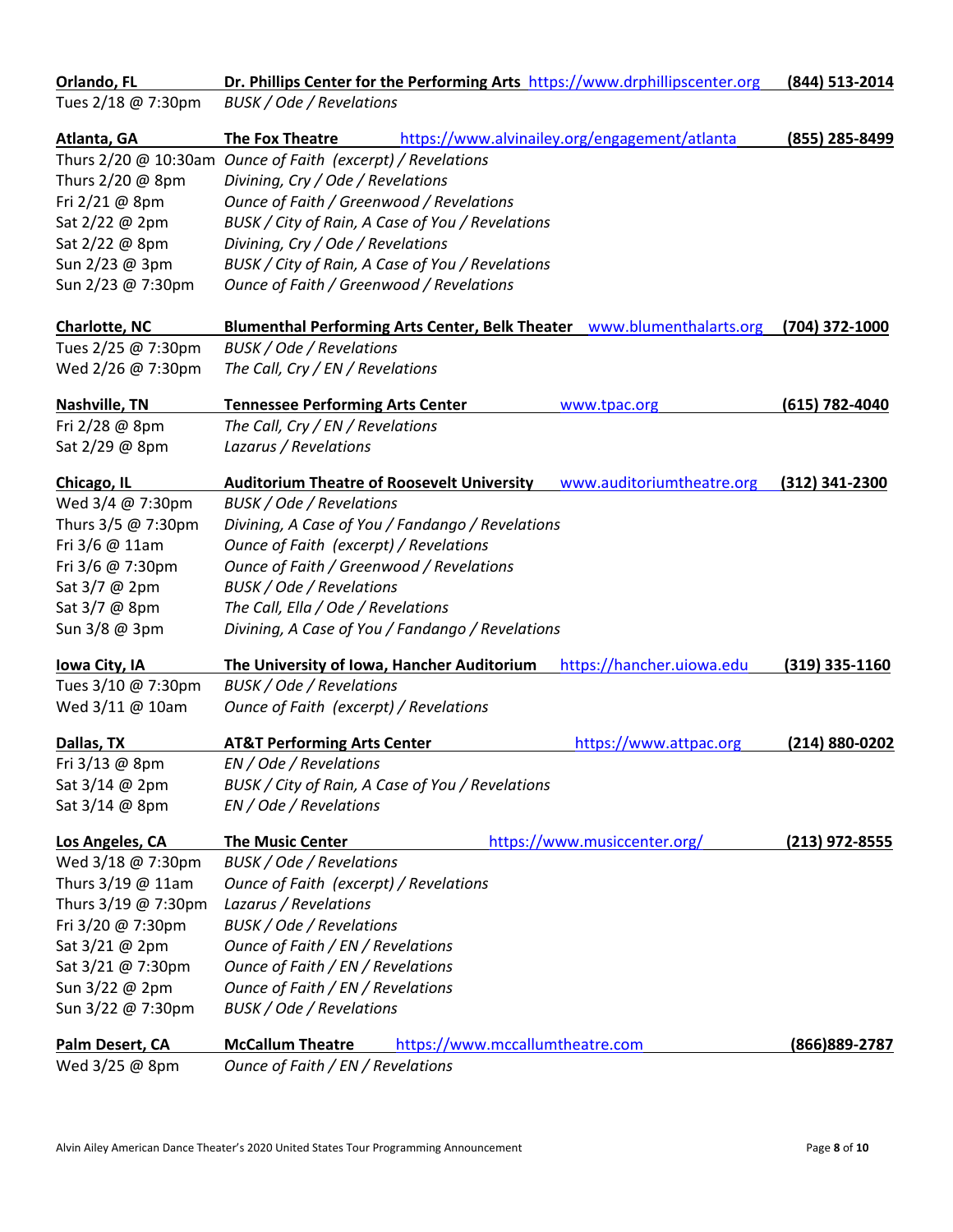**Orlando, FL** — **Dr. Phillips Center for the Performing Arts** https://www.drphillipscenter.org **(844) 513-2014**

Tues 2/18 @ 7:30pm — *BUSK / Ode / Revelations*

**Atlanta, GA** — **The Fox Theatre** https://www.alvinailey.org/engagement/atlanta **(855) 285-8499**

Thurs 2/20 @ 10:30am — *Ounce of Faith (excerpt) / Revelations*
Thurs 2/20 @ 8pm — *Divining, Cry / Ode / Revelations*
Fri 2/21 @ 8pm — *Ounce of Faith / Greenwood / Revelations*
Sat 2/22 @ 2pm — *BUSK / City of Rain, A Case of You / Revelations*
Sat 2/22 @ 8pm — *Divining, Cry / Ode / Revelations*
Sun 2/23 @ 3pm — *BUSK / City of Rain, A Case of You / Revelations*
Sun 2/23 @ 7:30pm — *Ounce of Faith / Greenwood / Revelations*

**Charlotte, NC** — **Blumenthal Performing Arts Center, Belk Theater** www.blumenthalarts.org **(704) 372-1000**

Tues 2/25 @ 7:30pm — *BUSK / Ode / Revelations*
Wed 2/26 @ 7:30pm — *The Call, Cry / EN / Revelations*

**Nashville, TN** — **Tennessee Performing Arts Center** www.tpac.org **(615) 782-4040**

Fri 2/28 @ 8pm — *The Call, Cry / EN / Revelations*
Sat 2/29 @ 8pm — *Lazarus / Revelations*

**Chicago, IL** — **Auditorium Theatre of Roosevelt University** www.auditoriumtheatre.org **(312) 341-2300**

Wed 3/4 @ 7:30pm — *BUSK / Ode / Revelations*
Thurs 3/5 @ 7:30pm — *Divining, A Case of You / Fandango / Revelations*
Fri 3/6 @ 11am — *Ounce of Faith (excerpt) / Revelations*
Fri 3/6 @ 7:30pm — *Ounce of Faith / Greenwood / Revelations*
Sat 3/7 @ 2pm — *BUSK / Ode / Revelations*
Sat 3/7 @ 8pm — *The Call, Ella / Ode / Revelations*
Sun 3/8 @ 3pm — *Divining, A Case of You / Fandango / Revelations*

**Iowa City, IA** — **The University of Iowa, Hancher Auditorium** https://hancher.uiowa.edu **(319) 335-1160**

Tues 3/10 @ 7:30pm — *BUSK / Ode / Revelations*
Wed 3/11 @ 10am — *Ounce of Faith (excerpt) / Revelations*

**Dallas, TX** — **AT&T Performing Arts Center** https://www.attpac.org **(214) 880-0202**

Fri 3/13 @ 8pm — *EN / Ode / Revelations*
Sat 3/14 @ 2pm — *BUSK / City of Rain, A Case of You / Revelations*
Sat 3/14 @ 8pm — *EN / Ode / Revelations*

**Los Angeles, CA** — **The Music Center** https://www.musiccenter.org/ **(213) 972-8555**

Wed 3/18 @ 7:30pm — *BUSK / Ode / Revelations*
Thurs 3/19 @ 11am — *Ounce of Faith (excerpt) / Revelations*
Thurs 3/19 @ 7:30pm — *Lazarus / Revelations*
Fri 3/20 @ 7:30pm — *BUSK / Ode / Revelations*
Sat 3/21 @ 2pm — *Ounce of Faith / EN / Revelations*
Sat 3/21 @ 7:30pm — *Ounce of Faith / EN / Revelations*
Sun 3/22 @ 2pm — *Ounce of Faith / EN / Revelations*
Sun 3/22 @ 7:30pm — *BUSK / Ode / Revelations*

**Palm Desert, CA** — **McCallum Theatre** https://www.mccallumtheatre.com **(866)889-2787**

Wed 3/25 @ 8pm — *Ounce of Faith / EN / Revelations*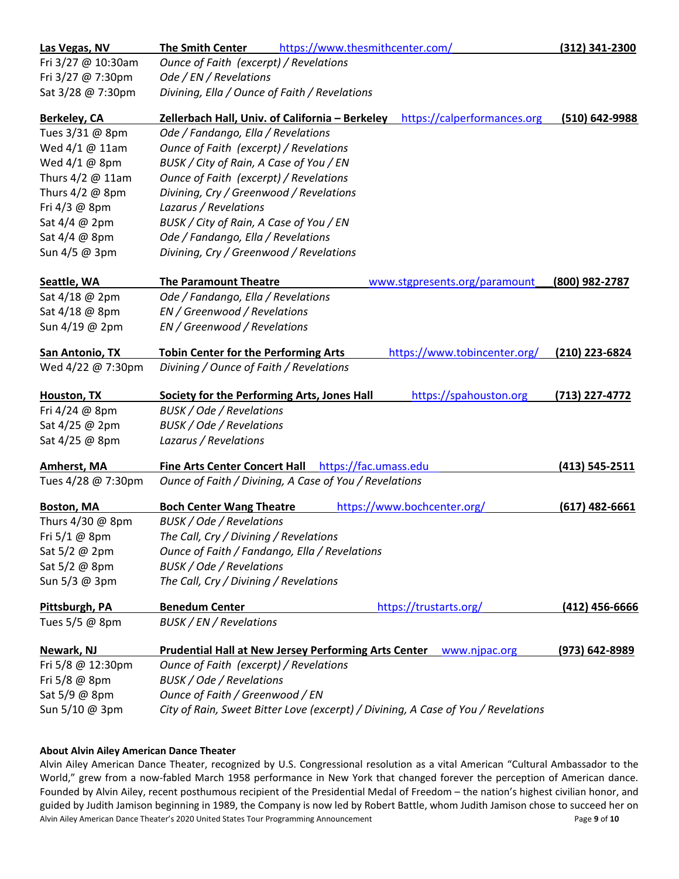**Las Vegas, NV** — **The Smith Center** — https://www.thesmithcenter.com/ — **(312) 341-2300**

| | |
|---|---|
| Fri 3/27 @ 10:30am | *Ounce of Faith (excerpt) / Revelations* |
| Fri 3/27 @ 7:30pm | *Ode / EN / Revelations* |
| Sat 3/28 @ 7:30pm | *Divining, Ella / Ounce of Faith / Revelations* |

**Berkeley, CA** — **Zellerbach Hall, Univ. of California – Berkeley** — https://calperformances.org — **(510) 642-9988**

| | |
|---|---|
| Tues 3/31 @ 8pm | *Ode / Fandango, Ella / Revelations* |
| Wed 4/1 @ 11am | *Ounce of Faith (excerpt) / Revelations* |
| Wed 4/1 @ 8pm | *BUSK / City of Rain, A Case of You / EN* |
| Thurs 4/2 @ 11am | *Ounce of Faith (excerpt) / Revelations* |
| Thurs 4/2 @ 8pm | *Divining, Cry / Greenwood / Revelations* |
| Fri 4/3 @ 8pm | *Lazarus / Revelations* |
| Sat 4/4 @ 2pm | *BUSK / City of Rain, A Case of You / EN* |
| Sat 4/4 @ 8pm | *Ode / Fandango, Ella / Revelations* |
| Sun 4/5 @ 3pm | *Divining, Cry / Greenwood / Revelations* |

**Seattle, WA** — **The Paramount Theatre** — www.stgpresents.org/paramount — **(800) 982-2787**

| | |
|---|---|
| Sat 4/18 @ 2pm | *Ode / Fandango, Ella / Revelations* |
| Sat 4/18 @ 8pm | *EN / Greenwood / Revelations* |
| Sun 4/19 @ 2pm | *EN / Greenwood / Revelations* |

**San Antonio, TX** — **Tobin Center for the Performing Arts** — https://www.tobincenter.org/ — **(210) 223-6824**

| | |
|---|---|
| Wed 4/22 @ 7:30pm | *Divining / Ounce of Faith / Revelations* |

**Houston, TX** — **Society for the Performing Arts, Jones Hall** — https://spahouston.org — **(713) 227-4772**

| | |
|---|---|
| Fri 4/24 @ 8pm | *BUSK / Ode / Revelations* |
| Sat 4/25 @ 2pm | *BUSK / Ode / Revelations* |
| Sat 4/25 @ 8pm | *Lazarus / Revelations* |

**Amherst, MA** — **Fine Arts Center Concert Hall** — https://fac.umass.edu — **(413) 545-2511**

| | |
|---|---|
| Tues 4/28 @ 7:30pm | *Ounce of Faith / Divining, A Case of You / Revelations* |

**Boston, MA** — **Boch Center Wang Theatre** — https://www.bochcenter.org/ — **(617) 482-6661**

| | |
|---|---|
| Thurs 4/30 @ 8pm | *BUSK / Ode / Revelations* |
| Fri 5/1 @ 8pm | *The Call, Cry / Divining / Revelations* |
| Sat 5/2 @ 2pm | *Ounce of Faith / Fandango, Ella / Revelations* |
| Sat 5/2 @ 8pm | *BUSK / Ode / Revelations* |
| Sun 5/3 @ 3pm | *The Call, Cry / Divining / Revelations* |

**Pittsburgh, PA** — **Benedum Center** — https://trustarts.org/ — **(412) 456-6666**

| | |
|---|---|
| Tues 5/5 @ 8pm | *BUSK / EN / Revelations* |

**Newark, NJ** — **Prudential Hall at New Jersey Performing Arts Center** — www.njpac.org — **(973) 642-8989**

| | |
|---|---|
| Fri 5/8 @ 12:30pm | *Ounce of Faith (excerpt) / Revelations* |
| Fri 5/8 @ 8pm | *BUSK / Ode / Revelations* |
| Sat 5/9 @ 8pm | *Ounce of Faith / Greenwood / EN* |
| Sun 5/10 @ 3pm | *City of Rain, Sweet Bitter Love (excerpt) / Divining, A Case of You / Revelations* |

**About Alvin Ailey American Dance Theater**

Alvin Ailey American Dance Theater, recognized by U.S. Congressional resolution as a vital American "Cultural Ambassador to the World," grew from a now-fabled March 1958 performance in New York that changed forever the perception of American dance. Founded by Alvin Ailey, recent posthumous recipient of the Presidential Medal of Freedom – the nation's highest civilian honor, and guided by Judith Jamison beginning in 1989, the Company is now led by Robert Battle, whom Judith Jamison chose to succeed her on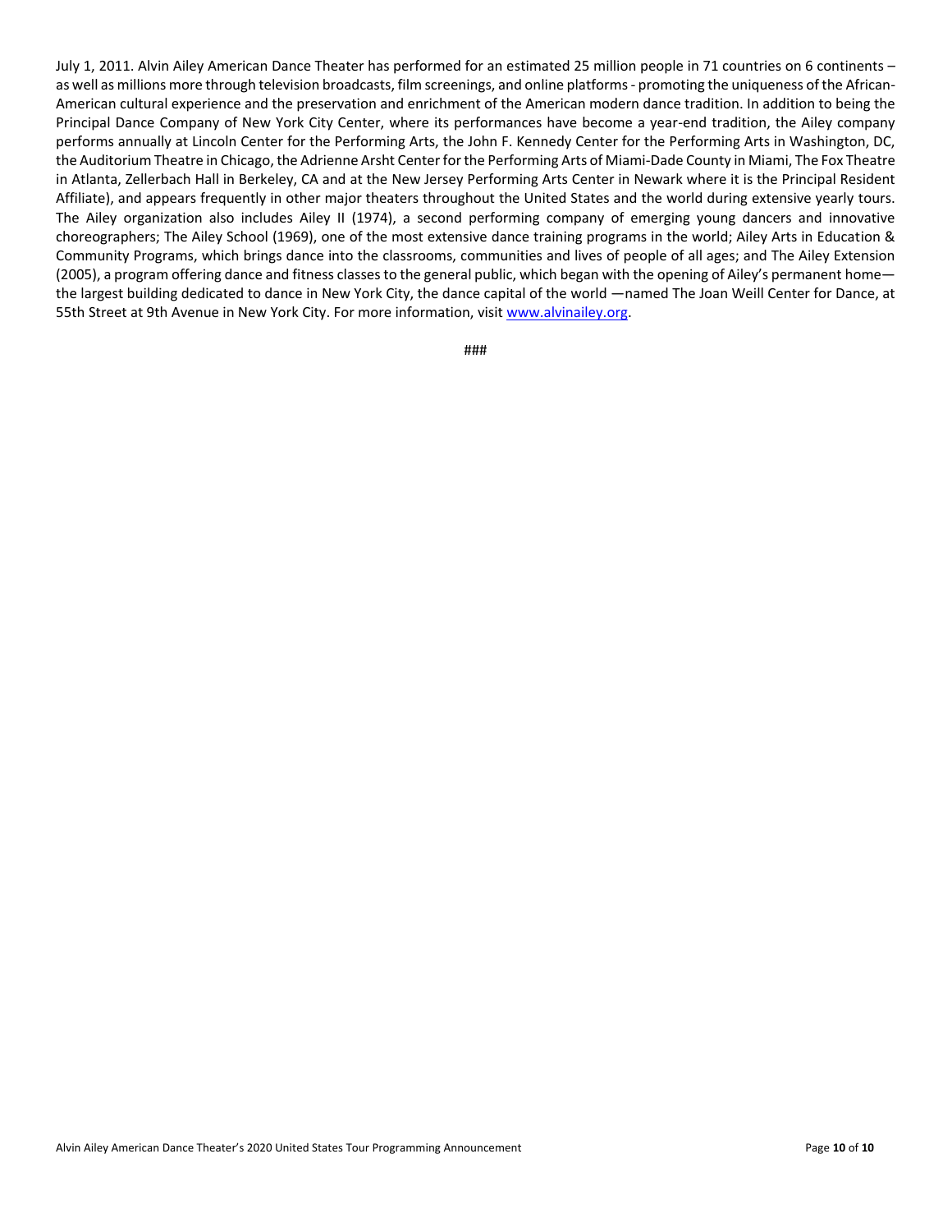July 1, 2011. Alvin Ailey American Dance Theater has performed for an estimated 25 million people in 71 countries on 6 continents – as well as millions more through television broadcasts, film screenings, and online platforms - promoting the uniqueness of the African-American cultural experience and the preservation and enrichment of the American modern dance tradition. In addition to being the Principal Dance Company of New York City Center, where its performances have become a year-end tradition, the Ailey company performs annually at Lincoln Center for the Performing Arts, the John F. Kennedy Center for the Performing Arts in Washington, DC, the Auditorium Theatre in Chicago, the Adrienne Arsht Center for the Performing Arts of Miami-Dade County in Miami, The Fox Theatre in Atlanta, Zellerbach Hall in Berkeley, CA and at the New Jersey Performing Arts Center in Newark where it is the Principal Resident Affiliate), and appears frequently in other major theaters throughout the United States and the world during extensive yearly tours. The Ailey organization also includes Ailey II (1974), a second performing company of emerging young dancers and innovative choreographers; The Ailey School (1969), one of the most extensive dance training programs in the world; Ailey Arts in Education & Community Programs, which brings dance into the classrooms, communities and lives of people of all ages; and The Ailey Extension (2005), a program offering dance and fitness classes to the general public, which began with the opening of Ailey's permanent home—the largest building dedicated to dance in New York City, the dance capital of the world —named The Joan Weill Center for Dance, at 55th Street at 9th Avenue in New York City. For more information, visit www.alvinailey.org.

###